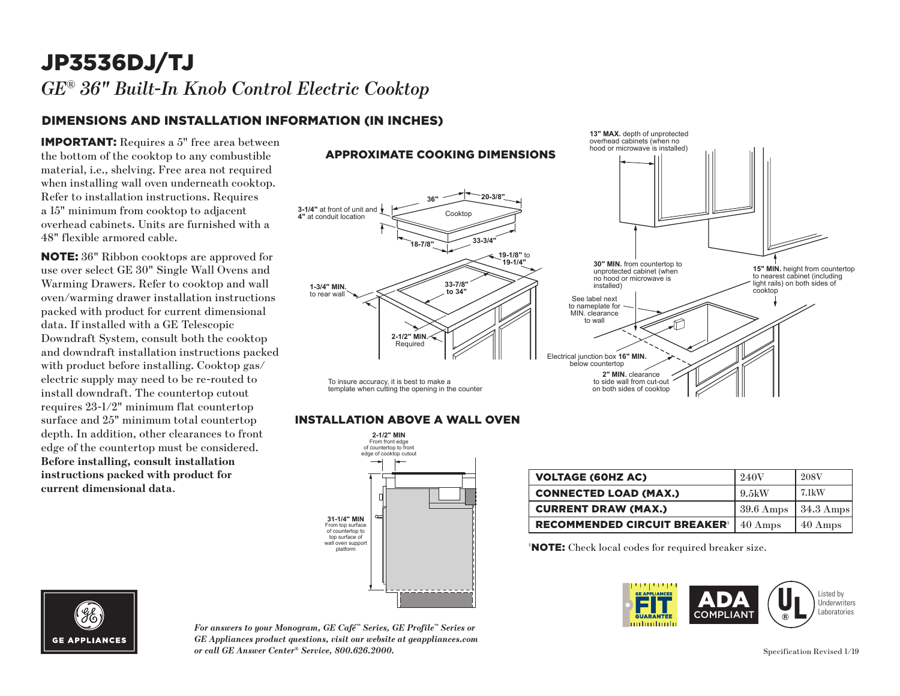# JP3536DJ/TJ

*GE® 36" Built-In Knob Control Electric Cooktop*

## DIMENSIONS AND INSTALLATION INFORMATION (IN INCHES)

**IMPORTANT:** Requires a 5" free area between the bottom of the cooktop to any combustible material, i.e., shelving. Free area not required when installing wall oven underneath cooktop. Refer to installation instructions. Requires a 15" minimum from cooktop to adjacent overhead cabinets. Units are furnished with a 48" flexible armored cable.

**NOTE:** 36" Ribbon cooktops are approved for use over select GE 30" Single Wall Ovens and Warming Drawers. Refer to cooktop and wall oven/warming drawer installation instructions packed with product for current dimensional data. If installed with a GE Telescopic Downdraft System, consult both the cooktop and downdraft installation instructions packed with product before installing. Cooktop gas/electric supply may need to be re-routed to install downdraft. The countertop cutout requires 23-1/2" minimum flat countertop surface and 25" minimum total countertop depth. In addition, other clearances to front edge of the countertop must be considered. **Before installing, consult installation instructions packed with product for current dimensional data**.

### APPROXIMATE COOKING DIMENSIONS

**3-1/4"** at front of unit and **4"** at conduit location

36"

20-3/8"

Cooktop

18-7/8"

33-3/4"

**1-3/4" MIN.** to rear wall

**19-1/8"** to **19-1/4"**

**33-7/8" to 34"**

**2-1/2" MIN.** Required

To insure accuracy, it is best to make a template when cutting the opening in the counter

**13" MAX.** depth of unprotected overhead cabinets (when no hood or microwave is installed)

**30" MIN.** from countertop to unprotected cabinet (when no hood or microwave is installed)

**15" MIN.** height from countertop to nearest cabinet (including light rails) on both sides of cooktop

See label next to nameplate for MIN. clearance to wall

Electrical junction box **16" MIN.** below countertop

**2" MIN.** clearance to side wall from cut-out on both sides of cooktop

### INSTALLATION ABOVE A WALL OVEN

**2-1/2" MIN** From front edge of countertop to front edge of cooktop cutout

**31-1/4" MIN** From top surface of countertop to top surface of wall oven support platform

| VOLTAGE (60HZ AC) | 240V | 208V |
|---|---|---|
| CONNECTED LOAD (MAX.) | 9.5kW | 7.1kW |
| CURRENT DRAW (MAX.) | 39.6 Amps | 34.3 Amps |
| RECOMMENDED CIRCUIT BREAKER† | 40 Amps | 40 Amps |

†**NOTE:** Check local codes for required breaker size.

GE APPLIANCES FIT GUARANTEE

ADA COMPLIANT

Listed by Underwriters Laboratories

GE APPLIANCES

*For answers to your Monogram, GE Café™ Series, GE Profile™ Series or GE Appliances product questions, visit our website at geappliances.com or call GE Answer Center® Service, 800.626.2000.*

Specification Revised 1/19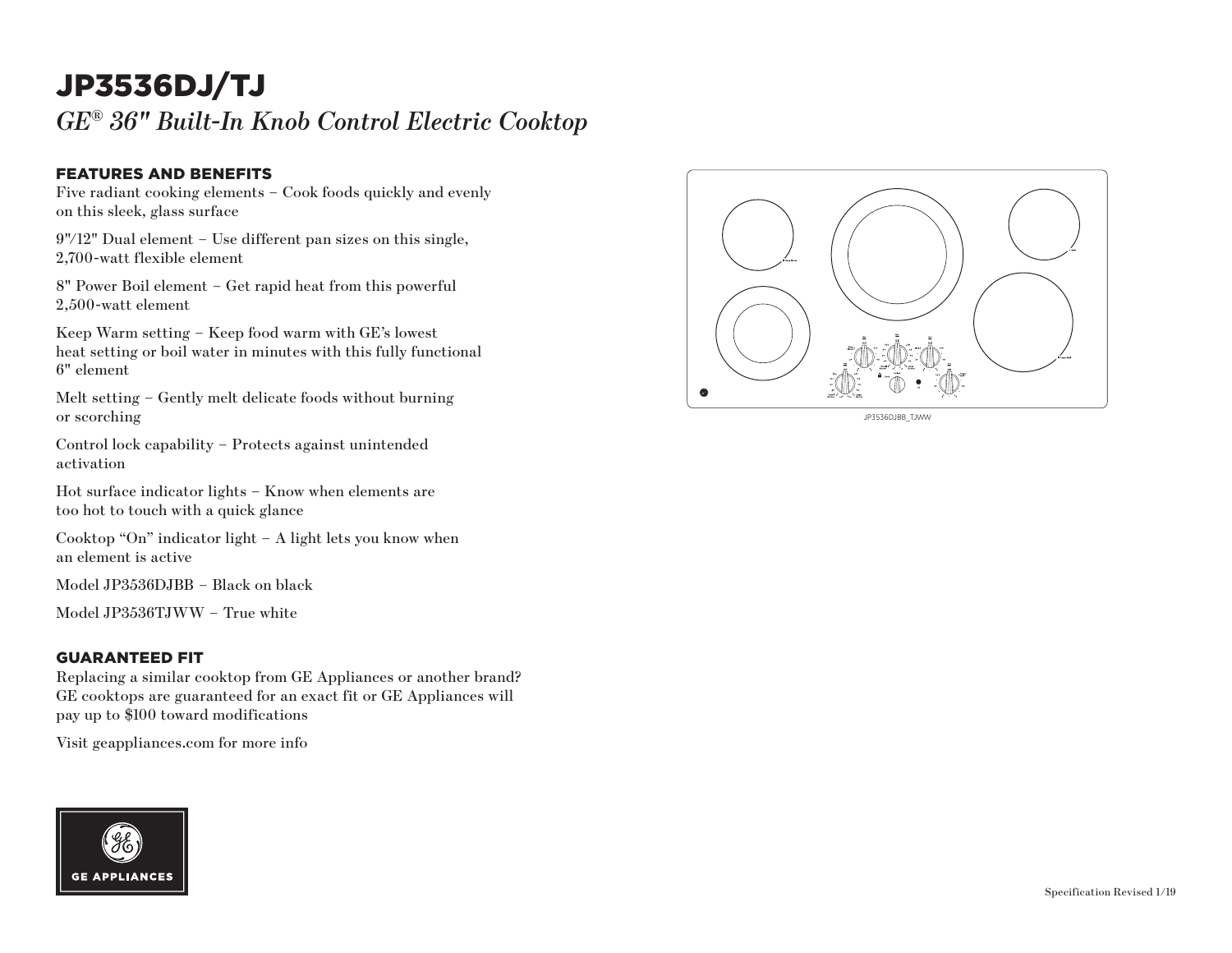# JP3536DJ/TJ

## *GE® 36" Built-In Knob Control Electric Cooktop*

### FEATURES AND BENEFITS

Five radiant cooking elements – Cook foods quickly and evenly on this sleek, glass surface

9"/12" Dual element – Use different pan sizes on this single, 2,700-watt flexible element

8" Power Boil element – Get rapid heat from this powerful 2,500-watt element

Keep Warm setting – Keep food warm with GE's lowest heat setting or boil water in minutes with this fully functional 6" element

Melt setting – Gently melt delicate foods without burning or scorching

Control lock capability – Protects against unintended activation

Hot surface indicator lights – Know when elements are too hot to touch with a quick glance

Cooktop "On" indicator light – A light lets you know when an element is active

Model JP3536DJBB – Black on black

Model JP3536TJWW – True white

JP3536DJBB_TJWW

### GUARANTEED FIT

Replacing a similar cooktop from GE Appliances or another brand? GE cooktops are guaranteed for an exact fit or GE Appliances will pay up to $100 toward modifications

Visit geappliances.com for more info

GE APPLIANCES

Specification Revised 1/19